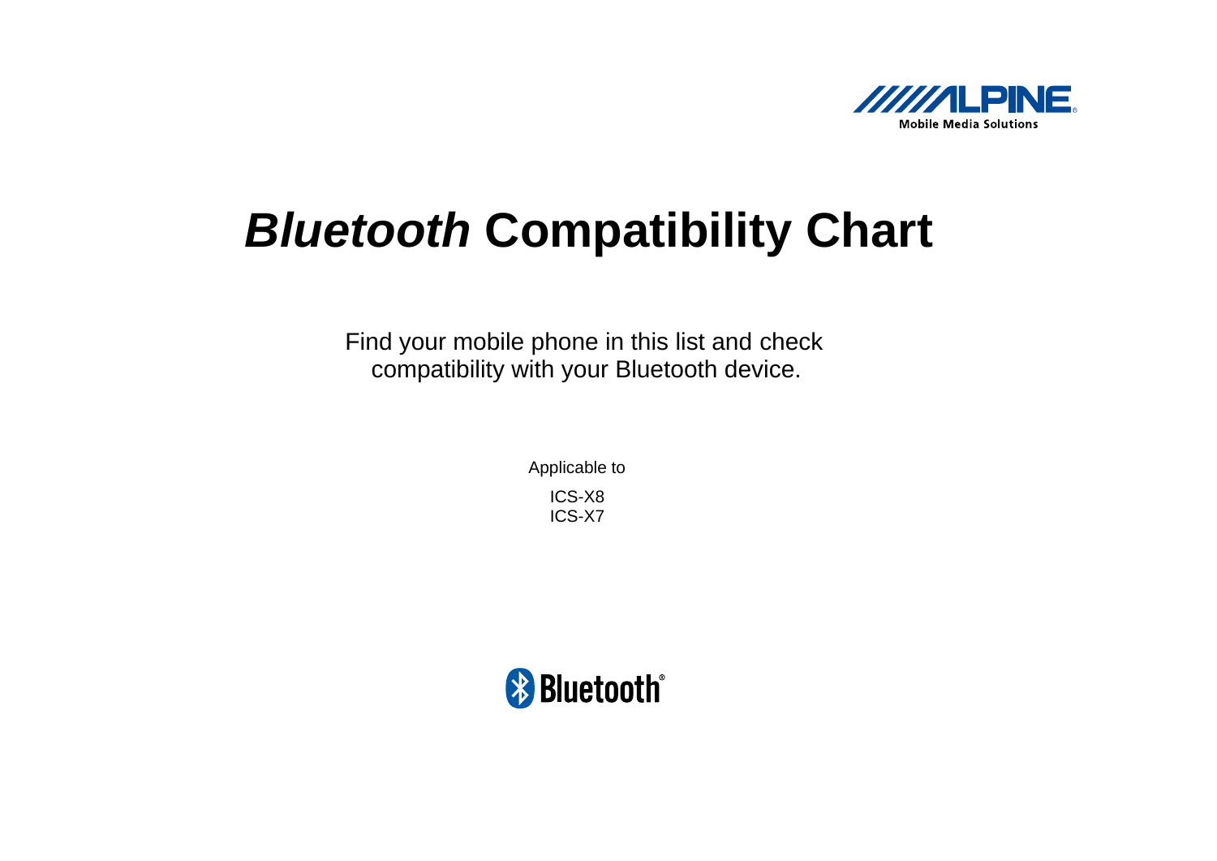ALPINE
Mobile Media Solutions

# *Bluetooth* Compatibility Chart

Find your mobile phone in this list and check compatibility with your Bluetooth device.

Applicable to

ICS-X8
ICS-X7

Bluetooth®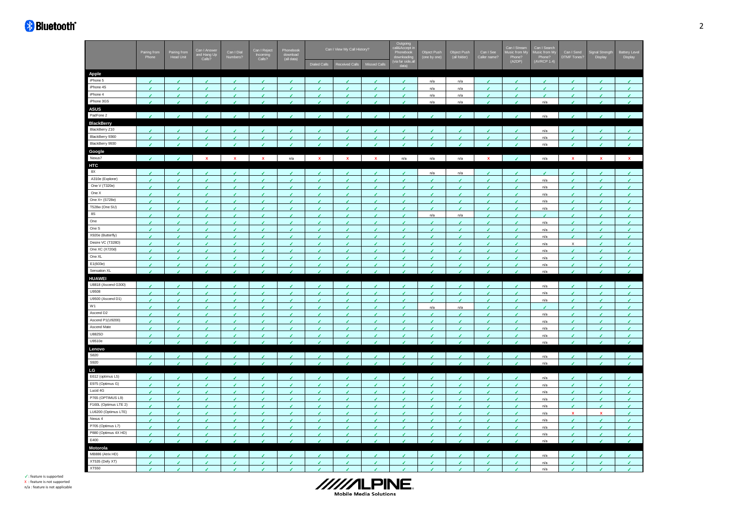# Bluetooth

| | Pairing from Phone | Pairing from Head Unit | Can I Answer and Hang Up Calls? | Can I Dial Numbers? | Can I Reject Incoming Calls? | Phonebook download (all data) | Can I View My Call History? | | | Outgoing call&Accept in Phonebook downloading (via far side,all data) | Object Push (one by one) | Object Push (all folder) | Can I See Caller name? | Can I Stream Music from My Phone? (A2DP) | Can I Search Music from My Phone? (AVRCP 1.4) | Can I Send DTMF Tones? | Signal Strength Display | Battery Level Display |
|---|---|---|---|---|---|---|---|---|---|---|---|---|---|---|---|---|---|---|
| | | | | | | | Dialed Calls | Received Calls | Missed Calls | | | | | | | | | |
| **Apple** | | | | | | | | | | | | | | | | | | |
| iPhone 5 | ✓ | ✓ | ✓ | ✓ | ✓ | ✓ | ✓ | ✓ | ✓ | ✓ | n/a | n/a | ✓ | ✓ | ✓ | ✓ | ✓ | ✓ |
| iPhone 4S | ✓ | ✓ | ✓ | ✓ | ✓ | ✓ | ✓ | ✓ | ✓ | ✓ | n/a | n/a | ✓ | ✓ | ✓ | ✓ | ✓ | ✓ |
| iPhone 4 | ✓ | ✓ | ✓ | ✓ | ✓ | ✓ | ✓ | ✓ | ✓ | ✓ | n/a | n/a | ✓ | ✓ | ✓ | ✓ | ✓ | ✓ |
| iPhone 3GS | ✓ | ✓ | ✓ | ✓ | ✓ | ✓ | ✓ | ✓ | ✓ | ✓ | n/a | n/a | ✓ | ✓ | n/a | ✓ | ✓ | ✓ |
| **ASUS** | | | | | | | | | | | | | | | | | | |
| PadFone 2 | ✓ | ✓ | ✓ | ✓ | ✓ | ✓ | ✓ | ✓ | ✓ | ✓ | ✓ | ✓ | ✓ | ✓ | n/a | ✓ | ✓ | ✓ |
| **BlackBerry** | | | | | | | | | | | | | | | | | | |
| BlackBerry Z10 | ✓ | ✓ | ✓ | ✓ | ✓ | ✓ | ✓ | ✓ | ✓ | ✓ | ✓ | ✓ | ✓ | ✓ | n/a | ✓ | ✓ | ✓ |
| BlackBerry 9360 | ✓ | ✓ | ✓ | ✓ | ✓ | ✓ | ✓ | ✓ | ✓ | ✓ | ✓ | ✓ | ✓ | ✓ | n/a | ✓ | ✓ | ✓ |
| BlackBerry 9930 | ✓ | ✓ | ✓ | ✓ | ✓ | ✓ | ✓ | ✓ | ✓ | ✓ | ✓ | ✓ | ✓ | ✓ | n/a | ✓ | ✓ | ✓ |
| **Google** | | | | | | | | | | | | | | | | | | |
| Nexus7 | ✓ | ✓ | x | x | x | n/a | x | x | x | n/a | n/a | n/a | x | ✓ | n/a | x | x | x |
| **HTC** | | | | | | | | | | | | | | | | | | |
| 8X | ✓ | ✓ | ✓ | ✓ | ✓ | ✓ | ✓ | ✓ | ✓ | ✓ | n/a | n/a | ✓ | ✓ | ✓ | ✓ | ✓ | ✓ |
| A310e (Explorer) | ✓ | ✓ | ✓ | ✓ | ✓ | ✓ | ✓ | ✓ | ✓ | ✓ | ✓ | ✓ | ✓ | ✓ | n/a | ✓ | ✓ | ✓ |
| One V (T320e) | ✓ | ✓ | ✓ | ✓ | ✓ | ✓ | ✓ | ✓ | ✓ | ✓ | ✓ | ✓ | ✓ | ✓ | n/a | ✓ | ✓ | ✓ |
| One X | ✓ | ✓ | ✓ | ✓ | ✓ | ✓ | ✓ | ✓ | ✓ | ✓ | ✓ | ✓ | ✓ | ✓ | n/a | ✓ | ✓ | ✓ |
| One X+ (S728e) | ✓ | ✓ | ✓ | ✓ | ✓ | ✓ | ✓ | ✓ | ✓ | ✓ | ✓ | ✓ | ✓ | ✓ | n/a | ✓ | ✓ | ✓ |
| T528w (One SU) | ✓ | ✓ | ✓ | ✓ | ✓ | ✓ | ✓ | ✓ | ✓ | ✓ | ✓ | ✓ | ✓ | ✓ | n/a | ✓ | ✓ | ✓ |
| 8S | ✓ | ✓ | ✓ | ✓ | ✓ | ✓ | ✓ | ✓ | ✓ | ✓ | n/a | n/a | ✓ | ✓ | ✓ | ✓ | ✓ | ✓ |
| One | ✓ | ✓ | ✓ | ✓ | ✓ | ✓ | ✓ | ✓ | ✓ | ✓ | ✓ | ✓ | ✓ | ✓ | n/a | ✓ | ✓ | ✓ |
| One S | ✓ | ✓ | ✓ | ✓ | ✓ | ✓ | ✓ | ✓ | ✓ | ✓ | ✓ | ✓ | ✓ | ✓ | n/a | ✓ | ✓ | ✓ |
| X920e (Butterfly) | ✓ | ✓ | ✓ | ✓ | ✓ | ✓ | ✓ | ✓ | ✓ | ✓ | ✓ | ✓ | ✓ | ✓ | n/a | ✓ | ✓ | ✓ |
| Desire VC (T328D) | ✓ | ✓ | ✓ | ✓ | ✓ | ✓ | ✓ | ✓ | ✓ | ✓ | ✓ | ✓ | ✓ | ✓ | n/a | x | ✓ | ✓ |
| One XC (X720d) | ✓ | ✓ | ✓ | ✓ | ✓ | ✓ | ✓ | ✓ | ✓ | ✓ | ✓ | ✓ | ✓ | ✓ | n/a | ✓ | ✓ | ✓ |
| One XL | ✓ | ✓ | ✓ | ✓ | ✓ | ✓ | ✓ | ✓ | ✓ | ✓ | ✓ | ✓ | ✓ | ✓ | n/a | ✓ | ✓ | ✓ |
| E1(603e) | ✓ | ✓ | ✓ | ✓ | ✓ | ✓ | ✓ | ✓ | ✓ | ✓ | ✓ | ✓ | ✓ | ✓ | n/a | ✓ | ✓ | ✓ |
| Sensation XL | ✓ | ✓ | ✓ | ✓ | ✓ | ✓ | ✓ | ✓ | ✓ | ✓ | ✓ | ✓ | ✓ | ✓ | n/a | ✓ | ✓ | ✓ |
| **HUAWEI** | | | | | | | | | | | | | | | | | | |
| U8818 (Ascend G300) | ✓ | ✓ | ✓ | ✓ | ✓ | ✓ | ✓ | ✓ | ✓ | ✓ | ✓ | ✓ | ✓ | ✓ | n/a | ✓ | ✓ | ✓ |
| U9508 | ✓ | ✓ | ✓ | ✓ | ✓ | ✓ | ✓ | ✓ | ✓ | ✓ | ✓ | ✓ | ✓ | ✓ | n/a | ✓ | ✓ | ✓ |
| U9500 (Ascend D1) | ✓ | ✓ | ✓ | ✓ | ✓ | ✓ | ✓ | ✓ | ✓ | ✓ | ✓ | ✓ | ✓ | ✓ | n/a | ✓ | ✓ | ✓ |
| W1 | ✓ | ✓ | ✓ | ✓ | ✓ | ✓ | ✓ | ✓ | ✓ | ✓ | n/a | n/a | ✓ | ✓ | ✓ | ✓ | ✓ | ✓ |
| Ascend D2 | ✓ | ✓ | ✓ | ✓ | ✓ | ✓ | ✓ | ✓ | ✓ | ✓ | ✓ | ✓ | ✓ | ✓ | n/a | ✓ | ✓ | ✓ |
| Ascend P1(U9200) | ✓ | ✓ | ✓ | ✓ | ✓ | ✓ | ✓ | ✓ | ✓ | ✓ | ✓ | ✓ | ✓ | ✓ | n/a | ✓ | ✓ | ✓ |
| Ascend Mate | ✓ | ✓ | ✓ | ✓ | ✓ | ✓ | ✓ | ✓ | ✓ | ✓ | ✓ | ✓ | ✓ | ✓ | n/a | ✓ | ✓ | ✓ |
| U8825D | ✓ | ✓ | ✓ | ✓ | ✓ | ✓ | ✓ | ✓ | ✓ | ✓ | ✓ | ✓ | ✓ | ✓ | n/a | ✓ | ✓ | ✓ |
| U9510e | ✓ | ✓ | ✓ | ✓ | ✓ | ✓ | ✓ | ✓ | ✓ | ✓ | ✓ | ✓ | ✓ | ✓ | n/a | ✓ | ✓ | ✓ |
| **Lenovo** | | | | | | | | | | | | | | | | | | |
| S820 | ✓ | ✓ | ✓ | ✓ | ✓ | ✓ | ✓ | ✓ | ✓ | ✓ | ✓ | ✓ | ✓ | ✓ | n/a | ✓ | ✓ | ✓ |
| S920 | ✓ | ✓ | ✓ | ✓ | ✓ | ✓ | ✓ | ✓ | ✓ | ✓ | ✓ | ✓ | ✓ | ✓ | n/a | ✓ | ✓ | ✓ |
| **LG** | | | | | | | | | | | | | | | | | | |
| E612 (optimus L5) | ✓ | ✓ | ✓ | ✓ | ✓ | ✓ | ✓ | ✓ | ✓ | ✓ | ✓ | ✓ | ✓ | ✓ | n/a | ✓ | ✓ | ✓ |
| E975 (Optimus G) | ✓ | ✓ | ✓ | ✓ | ✓ | ✓ | ✓ | ✓ | ✓ | ✓ | ✓ | ✓ | ✓ | ✓ | n/a | ✓ | ✓ | ✓ |
| Lucid 4G | ✓ | ✓ | ✓ | ✓ | ✓ | ✓ | ✓ | ✓ | ✓ | ✓ | ✓ | ✓ | ✓ | ✓ | n/a | ✓ | ✓ | ✓ |
| P765 (OPTIMUS L9) | ✓ | ✓ | ✓ | ✓ | ✓ | ✓ | ✓ | ✓ | ✓ | ✓ | ✓ | ✓ | ✓ | ✓ | n/a | ✓ | ✓ | ✓ |
| F160L (Optimus LTE 2) | ✓ | ✓ | ✓ | ✓ | ✓ | ✓ | ✓ | ✓ | ✓ | ✓ | ✓ | ✓ | ✓ | ✓ | n/a | ✓ | ✓ | ✓ |
| LU6200 (Optimus LTE) | ✓ | ✓ | ✓ | ✓ | ✓ | ✓ | ✓ | ✓ | ✓ | ✓ | ✓ | ✓ | ✓ | ✓ | n/a | x | x | ✓ |
| Nexus 4 | ✓ | ✓ | ✓ | ✓ | ✓ | ✓ | ✓ | ✓ | ✓ | ✓ | ✓ | ✓ | ✓ | ✓ | n/a | ✓ | ✓ | ✓ |
| P705 (Optimus L7) | ✓ | ✓ | ✓ | ✓ | ✓ | ✓ | ✓ | ✓ | ✓ | ✓ | ✓ | ✓ | ✓ | ✓ | n/a | ✓ | ✓ | ✓ |
| P880 (Optimus 4X HD) | ✓ | ✓ | ✓ | ✓ | ✓ | ✓ | ✓ | ✓ | ✓ | ✓ | ✓ | ✓ | ✓ | ✓ | n/a | ✓ | ✓ | ✓ |
| E400 | ✓ | ✓ | ✓ | ✓ | ✓ | ✓ | ✓ | ✓ | ✓ | ✓ | ✓ | ✓ | ✓ | ✓ | n/a | ✓ | ✓ | ✓ |
| **Motorola** | | | | | | | | | | | | | | | | | | |
| MB886 (Atrix HD) | ✓ | ✓ | ✓ | ✓ | ✓ | ✓ | ✓ | ✓ | ✓ | ✓ | ✓ | ✓ | ✓ | ✓ | n/a | ✓ | ✓ | ✓ |
| XT535 (Defy XT) | ✓ | ✓ | ✓ | ✓ | ✓ | ✓ | ✓ | ✓ | ✓ | ✓ | ✓ | ✓ | ✓ | ✓ | n/a | ✓ | ✓ | ✓ |
| XT550 | ✓ | ✓ | ✓ | ✓ | ✓ | ✓ | ✓ | ✓ | ✓ | ✓ | ✓ | ✓ | ✓ | ✓ | n/a | ✓ | ✓ | ✓ |

✓ : feature is supported
X : feature is not supported
n/a : feature is not applicable

ALPINE
Mobile Media Solutions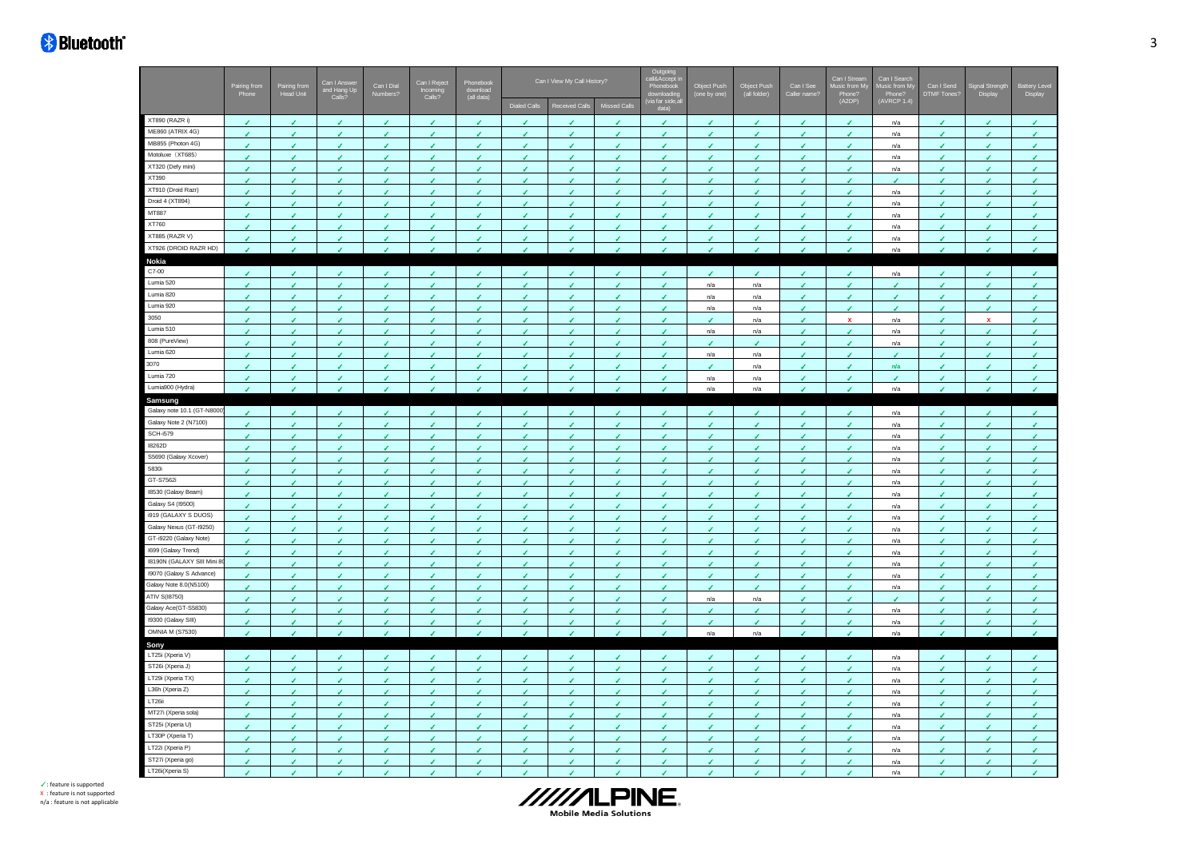| | Pairing from Phone | Pairing from Head Unit | Can I Answer and Hang Up Calls? | Can I Dial Numbers? | Can I Reject Incoming Calls? | Phonebook download (all data) | Can I View My Call History? | | | Outgoing call&Accept in Phonebook downloading (via far side,all data) | Object Push (one by one) | Object Push (all folder) | Can I See Caller name? | Can I Stream Music from My Phone? (A2DP) | Can I Search Music from My Phone? (AVRCP 1.4) | Can I Send DTMF Tones? | Signal Strength Display | Battery Level Display |
|---|---|---|---|---|---|---|---|---|---|---|---|---|---|---|---|---|---|---|
| | | | | | | | Dialed Calls | Received Calls | Missed Calls | | | | | | | | | |
| XT890 (RAZR i) | ✓ | ✓ | ✓ | ✓ | ✓ | ✓ | ✓ | ✓ | ✓ | ✓ | ✓ | ✓ | ✓ | ✓ | n/a | ✓ | ✓ | ✓ |
| ME860 (ATRIX 4G) | ✓ | ✓ | ✓ | ✓ | ✓ | ✓ | ✓ | ✓ | ✓ | ✓ | ✓ | ✓ | ✓ | ✓ | n/a | ✓ | ✓ | ✓ |
| MB855 (Photon 4G) | ✓ | ✓ | ✓ | ✓ | ✓ | ✓ | ✓ | ✓ | ✓ | ✓ | ✓ | ✓ | ✓ | ✓ | n/a | ✓ | ✓ | ✓ |
| Motoluxe (XT685) | ✓ | ✓ | ✓ | ✓ | ✓ | ✓ | ✓ | ✓ | ✓ | ✓ | ✓ | ✓ | ✓ | ✓ | n/a | ✓ | ✓ | ✓ |
| XT320 (Defy mini) | ✓ | ✓ | ✓ | ✓ | ✓ | ✓ | ✓ | ✓ | ✓ | ✓ | ✓ | ✓ | ✓ | ✓ | n/a | ✓ | ✓ | ✓ |
| XT390 | ✓ | ✓ | ✓ | ✓ | ✓ | ✓ | ✓ | ✓ | ✓ | ✓ | ✓ | ✓ | ✓ | ✓ | ✓ | ✓ | ✓ | ✓ |
| XT910 (Droid Razr) | ✓ | ✓ | ✓ | ✓ | ✓ | ✓ | ✓ | ✓ | ✓ | ✓ | ✓ | ✓ | ✓ | ✓ | n/a | ✓ | ✓ | ✓ |
| Droid 4 (XT894) | ✓ | ✓ | ✓ | ✓ | ✓ | ✓ | ✓ | ✓ | ✓ | ✓ | ✓ | ✓ | ✓ | ✓ | n/a | ✓ | ✓ | ✓ |
| MT887 | ✓ | ✓ | ✓ | ✓ | ✓ | ✓ | ✓ | ✓ | ✓ | ✓ | ✓ | ✓ | ✓ | ✓ | n/a | ✓ | ✓ | ✓ |
| XT760 | ✓ | ✓ | ✓ | ✓ | ✓ | ✓ | ✓ | ✓ | ✓ | ✓ | ✓ | ✓ | ✓ | ✓ | n/a | ✓ | ✓ | ✓ |
| XT885 (RAZR V) | ✓ | ✓ | ✓ | ✓ | ✓ | ✓ | ✓ | ✓ | ✓ | ✓ | ✓ | ✓ | ✓ | ✓ | n/a | ✓ | ✓ | ✓ |
| XT926 (DROID RAZR HD) | ✓ | ✓ | ✓ | ✓ | ✓ | ✓ | ✓ | ✓ | ✓ | ✓ | ✓ | ✓ | ✓ | ✓ | n/a | ✓ | ✓ | ✓ |
| **Nokia** | | | | | | | | | | | | | | | | | | |
| C7-00 | ✓ | ✓ | ✓ | ✓ | ✓ | ✓ | ✓ | ✓ | ✓ | ✓ | ✓ | ✓ | ✓ | ✓ | n/a | ✓ | ✓ | ✓ |
| Lumia 520 | ✓ | ✓ | ✓ | ✓ | ✓ | ✓ | ✓ | ✓ | ✓ | ✓ | n/a | n/a | ✓ | ✓ | ✓ | ✓ | ✓ | ✓ |
| Lumia 820 | ✓ | ✓ | ✓ | ✓ | ✓ | ✓ | ✓ | ✓ | ✓ | ✓ | n/a | n/a | ✓ | ✓ | ✓ | ✓ | ✓ | ✓ |
| Lumia 920 | ✓ | ✓ | ✓ | ✓ | ✓ | ✓ | ✓ | ✓ | ✓ | ✓ | n/a | n/a | ✓ | ✓ | ✓ | ✓ | ✓ | ✓ |
| 3050 | ✓ | ✓ | ✓ | ✓ | ✓ | ✓ | ✓ | ✓ | ✓ | ✓ | ✓ | n/a | ✓ | X | n/a | ✓ | X | ✓ |
| Lumia 510 | ✓ | ✓ | ✓ | ✓ | ✓ | ✓ | ✓ | ✓ | ✓ | ✓ | n/a | n/a | ✓ | ✓ | n/a | ✓ | ✓ | ✓ |
| 808 (PureView) | ✓ | ✓ | ✓ | ✓ | ✓ | ✓ | ✓ | ✓ | ✓ | ✓ | ✓ | ✓ | ✓ | ✓ | n/a | ✓ | ✓ | ✓ |
| Lumia 620 | ✓ | ✓ | ✓ | ✓ | ✓ | ✓ | ✓ | ✓ | ✓ | ✓ | n/a | n/a | ✓ | ✓ | ✓ | ✓ | ✓ | ✓ |
| 3070 | ✓ | ✓ | ✓ | ✓ | ✓ | ✓ | ✓ | ✓ | ✓ | ✓ | ✓ | n/a | ✓ | ✓ | n/a | ✓ | ✓ | ✓ |
| Lumia 720 | ✓ | ✓ | ✓ | ✓ | ✓ | ✓ | ✓ | ✓ | ✓ | ✓ | n/a | n/a | ✓ | ✓ | ✓ | ✓ | ✓ | ✓ |
| Lumia900 (Hydra) | ✓ | ✓ | ✓ | ✓ | ✓ | ✓ | ✓ | ✓ | ✓ | ✓ | n/a | n/a | ✓ | ✓ | n/a | ✓ | ✓ | ✓ |
| **Samsung** | | | | | | | | | | | | | | | | | | |
| Galaxy note 10.1 (GT-N8000) | ✓ | ✓ | ✓ | ✓ | ✓ | ✓ | ✓ | ✓ | ✓ | ✓ | ✓ | ✓ | ✓ | ✓ | n/a | ✓ | ✓ | ✓ |
| Galaxy Note 2 (N7100) | ✓ | ✓ | ✓ | ✓ | ✓ | ✓ | ✓ | ✓ | ✓ | ✓ | ✓ | ✓ | ✓ | ✓ | n/a | ✓ | ✓ | ✓ |
| SCH-i579 | ✓ | ✓ | ✓ | ✓ | ✓ | ✓ | ✓ | ✓ | ✓ | ✓ | ✓ | ✓ | ✓ | ✓ | n/a | ✓ | ✓ | ✓ |
| I8262D | ✓ | ✓ | ✓ | ✓ | ✓ | ✓ | ✓ | ✓ | ✓ | ✓ | ✓ | ✓ | ✓ | ✓ | n/a | ✓ | ✓ | ✓ |
| S5690 (Galaxy Xcover) | ✓ | ✓ | ✓ | ✓ | ✓ | ✓ | ✓ | ✓ | ✓ | ✓ | ✓ | ✓ | ✓ | ✓ | n/a | ✓ | ✓ | ✓ |
| 5830i | ✓ | ✓ | ✓ | ✓ | ✓ | ✓ | ✓ | ✓ | ✓ | ✓ | ✓ | ✓ | ✓ | ✓ | n/a | ✓ | ✓ | ✓ |
| GT-S7562i | ✓ | ✓ | ✓ | ✓ | ✓ | ✓ | ✓ | ✓ | ✓ | ✓ | ✓ | ✓ | ✓ | ✓ | n/a | ✓ | ✓ | ✓ |
| I8530 (Galaxy Beam) | ✓ | ✓ | ✓ | ✓ | ✓ | ✓ | ✓ | ✓ | ✓ | ✓ | ✓ | ✓ | ✓ | ✓ | n/a | ✓ | ✓ | ✓ |
| Galaxy S4 (I9500) | ✓ | ✓ | ✓ | ✓ | ✓ | ✓ | ✓ | ✓ | ✓ | ✓ | ✓ | ✓ | ✓ | ✓ | n/a | ✓ | ✓ | ✓ |
| i919 (GALAXY S DUOS) | ✓ | ✓ | ✓ | ✓ | ✓ | ✓ | ✓ | ✓ | ✓ | ✓ | ✓ | ✓ | ✓ | ✓ | n/a | ✓ | ✓ | ✓ |
| Galaxy Nexus (GT-I9250) | ✓ | ✓ | ✓ | ✓ | ✓ | ✓ | ✓ | ✓ | ✓ | ✓ | ✓ | ✓ | ✓ | ✓ | n/a | ✓ | ✓ | ✓ |
| GT-i9220 (Galaxy Note) | ✓ | ✓ | ✓ | ✓ | ✓ | ✓ | ✓ | ✓ | ✓ | ✓ | ✓ | ✓ | ✓ | ✓ | n/a | ✓ | ✓ | ✓ |
| I699 (Galaxy Trend) | ✓ | ✓ | ✓ | ✓ | ✓ | ✓ | ✓ | ✓ | ✓ | ✓ | ✓ | ✓ | ✓ | ✓ | n/a | ✓ | ✓ | ✓ |
| I8190N (GALAXY SIII Mini 8G) | ✓ | ✓ | ✓ | ✓ | ✓ | ✓ | ✓ | ✓ | ✓ | ✓ | ✓ | ✓ | ✓ | ✓ | n/a | ✓ | ✓ | ✓ |
| I9070 (Galaxy S Advance) | ✓ | ✓ | ✓ | ✓ | ✓ | ✓ | ✓ | ✓ | ✓ | ✓ | ✓ | ✓ | ✓ | ✓ | n/a | ✓ | ✓ | ✓ |
| Galaxy Note 8.0(N5100) | ✓ | ✓ | ✓ | ✓ | ✓ | ✓ | ✓ | ✓ | ✓ | ✓ | ✓ | ✓ | ✓ | ✓ | n/a | ✓ | ✓ | ✓ |
| ATIV S(I8750) | ✓ | ✓ | ✓ | ✓ | ✓ | ✓ | ✓ | ✓ | ✓ | ✓ | n/a | n/a | ✓ | ✓ | ✓ | ✓ | ✓ | ✓ |
| Galaxy Ace(GT-S5830) | ✓ | ✓ | ✓ | ✓ | ✓ | ✓ | ✓ | ✓ | ✓ | ✓ | ✓ | ✓ | ✓ | ✓ | n/a | ✓ | ✓ | ✓ |
| I9300 (Galaxy SIII) | ✓ | ✓ | ✓ | ✓ | ✓ | ✓ | ✓ | ✓ | ✓ | ✓ | ✓ | ✓ | ✓ | ✓ | n/a | ✓ | ✓ | ✓ |
| OMNIA M (S7530) | ✓ | ✓ | ✓ | ✓ | ✓ | ✓ | ✓ | ✓ | ✓ | ✓ | n/a | n/a | ✓ | ✓ | n/a | ✓ | ✓ | ✓ |
| **Sony** | | | | | | | | | | | | | | | | | | |
| LT25i (Xperia V) | ✓ | ✓ | ✓ | ✓ | ✓ | ✓ | ✓ | ✓ | ✓ | ✓ | ✓ | ✓ | ✓ | ✓ | n/a | ✓ | ✓ | ✓ |
| ST26i (Xperia J) | ✓ | ✓ | ✓ | ✓ | ✓ | ✓ | ✓ | ✓ | ✓ | ✓ | ✓ | ✓ | ✓ | ✓ | n/a | ✓ | ✓ | ✓ |
| LT29i (Xperia TX) | ✓ | ✓ | ✓ | ✓ | ✓ | ✓ | ✓ | ✓ | ✓ | ✓ | ✓ | ✓ | ✓ | ✓ | n/a | ✓ | ✓ | ✓ |
| L36h (Xperia Z) | ✓ | ✓ | ✓ | ✓ | ✓ | ✓ | ✓ | ✓ | ✓ | ✓ | ✓ | ✓ | ✓ | ✓ | n/a | ✓ | ✓ | ✓ |
| LT26i | ✓ | ✓ | ✓ | ✓ | ✓ | ✓ | ✓ | ✓ | ✓ | ✓ | ✓ | ✓ | ✓ | ✓ | n/a | ✓ | ✓ | ✓ |
| MT27i (Xperia sola) | ✓ | ✓ | ✓ | ✓ | ✓ | ✓ | ✓ | ✓ | ✓ | ✓ | ✓ | ✓ | ✓ | ✓ | n/a | ✓ | ✓ | ✓ |
| ST25i (Xperia U) | ✓ | ✓ | ✓ | ✓ | ✓ | ✓ | ✓ | ✓ | ✓ | ✓ | ✓ | ✓ | ✓ | ✓ | n/a | ✓ | ✓ | ✓ |
| LT30P (Xperia T) | ✓ | ✓ | ✓ | ✓ | ✓ | ✓ | ✓ | ✓ | ✓ | ✓ | ✓ | ✓ | ✓ | ✓ | n/a | ✓ | ✓ | ✓ |
| LT22i (Xperia P) | ✓ | ✓ | ✓ | ✓ | ✓ | ✓ | ✓ | ✓ | ✓ | ✓ | ✓ | ✓ | ✓ | ✓ | n/a | ✓ | ✓ | ✓ |
| ST27i (Xperia go) | ✓ | ✓ | ✓ | ✓ | ✓ | ✓ | ✓ | ✓ | ✓ | ✓ | ✓ | ✓ | ✓ | ✓ | n/a | ✓ | ✓ | ✓ |
| LT26i(Xperia S) | ✓ | ✓ | ✓ | ✓ | ✓ | ✓ | ✓ | ✓ | ✓ | ✓ | ✓ | ✓ | ✓ | ✓ | n/a | ✓ | ✓ | ✓ |

✓ : feature is supported
X : feature is not supported
n/a : feature is not applicable

ALPINE
Mobile Media Solutions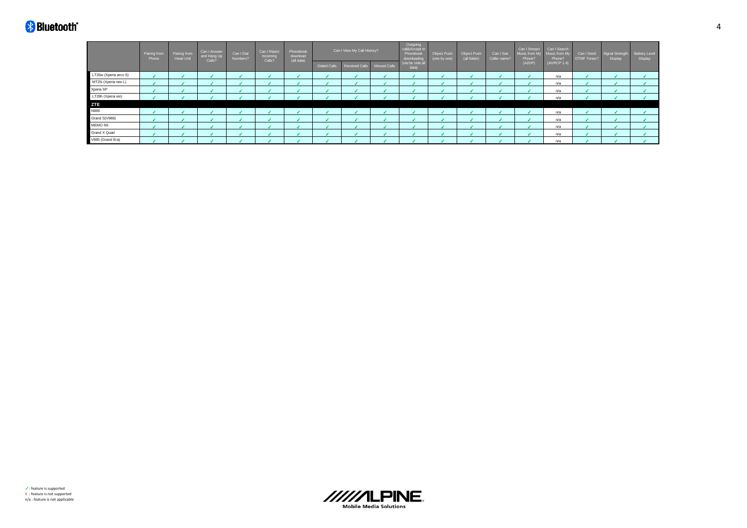| | Pairing from Phone | Pairing from Head Unit | Can I Answer and Hang Up Calls? | Can I Dial Numbers? | Can I Reject Incoming Calls? | Phonebook download (all data) | Can I View My Call History? | | | Outgoing call&Accept in Phonebook downloading (via far side,all data) | Object Push (one by one) | Object Push (all folder) | Can I See Caller name? | Can I Stream Music from My Phone? (A2DP) | Can I Search Music from My Phone? (AVRCP 1.4) | Can I Send DTMF Tones? | Signal Strength Display | Battery Level Display |
|---|---|---|---|---|---|---|---|---|---|---|---|---|---|---|---|---|---|---|
| | | | | | | | Dialed Calls | Received Calls | Missed Calls | | | | | | | | | |
| LT26w (Xperia arco S) | ✓ | ✓ | ✓ | ✓ | ✓ | ✓ | ✓ | ✓ | ✓ | ✓ | ✓ | ✓ | ✓ | ✓ | n/a | ✓ | ✓ | ✓ |
| MT25i (Xperia neo L) | ✓ | ✓ | ✓ | ✓ | ✓ | ✓ | ✓ | ✓ | ✓ | ✓ | ✓ | ✓ | ✓ | ✓ | n/a | ✓ | ✓ | ✓ |
| Xperia SP | ✓ | ✓ | ✓ | ✓ | ✓ | ✓ | ✓ | ✓ | ✓ | ✓ | ✓ | ✓ | ✓ | ✓ | n/a | ✓ | ✓ | ✓ |
| LT28h (Xperia ion) | ✓ | ✓ | ✓ | ✓ | ✓ | ✓ | ✓ | ✓ | ✓ | ✓ | ✓ | ✓ | ✓ | ✓ | n/a | ✓ | ✓ | ✓ |
| **ZTE** | | | | | | | | | | | | | | | | | | |
| N986 | ✓ | ✓ | ✓ | ✓ | ✓ | ✓ | ✓ | ✓ | ✓ | ✓ | ✓ | ✓ | ✓ | ✓ | n/a | ✓ | ✓ | ✓ |
| Grand S(V988) | ✓ | ✓ | ✓ | ✓ | ✓ | ✓ | ✓ | ✓ | ✓ | ✓ | ✓ | ✓ | ✓ | ✓ | n/a | ✓ | ✓ | ✓ |
| MEMO N5 | ✓ | ✓ | ✓ | ✓ | ✓ | ✓ | ✓ | ✓ | ✓ | ✓ | ✓ | ✓ | ✓ | ✓ | n/a | ✓ | ✓ | ✓ |
| Grand X Quad | ✓ | ✓ | ✓ | ✓ | ✓ | ✓ | ✓ | ✓ | ✓ | ✓ | ✓ | ✓ | ✓ | ✓ | n/a | ✓ | ✓ | ✓ |
| V985 (Grand Era) | ✓ | ✓ | ✓ | ✓ | ✓ | ✓ | ✓ | ✓ | ✓ | ✓ | ✓ | ✓ | ✓ | ✓ | n/a | ✓ | ✓ | ✓ |

✓ : feature is supported
X : feature is not supported
n/a : feature is not applicable